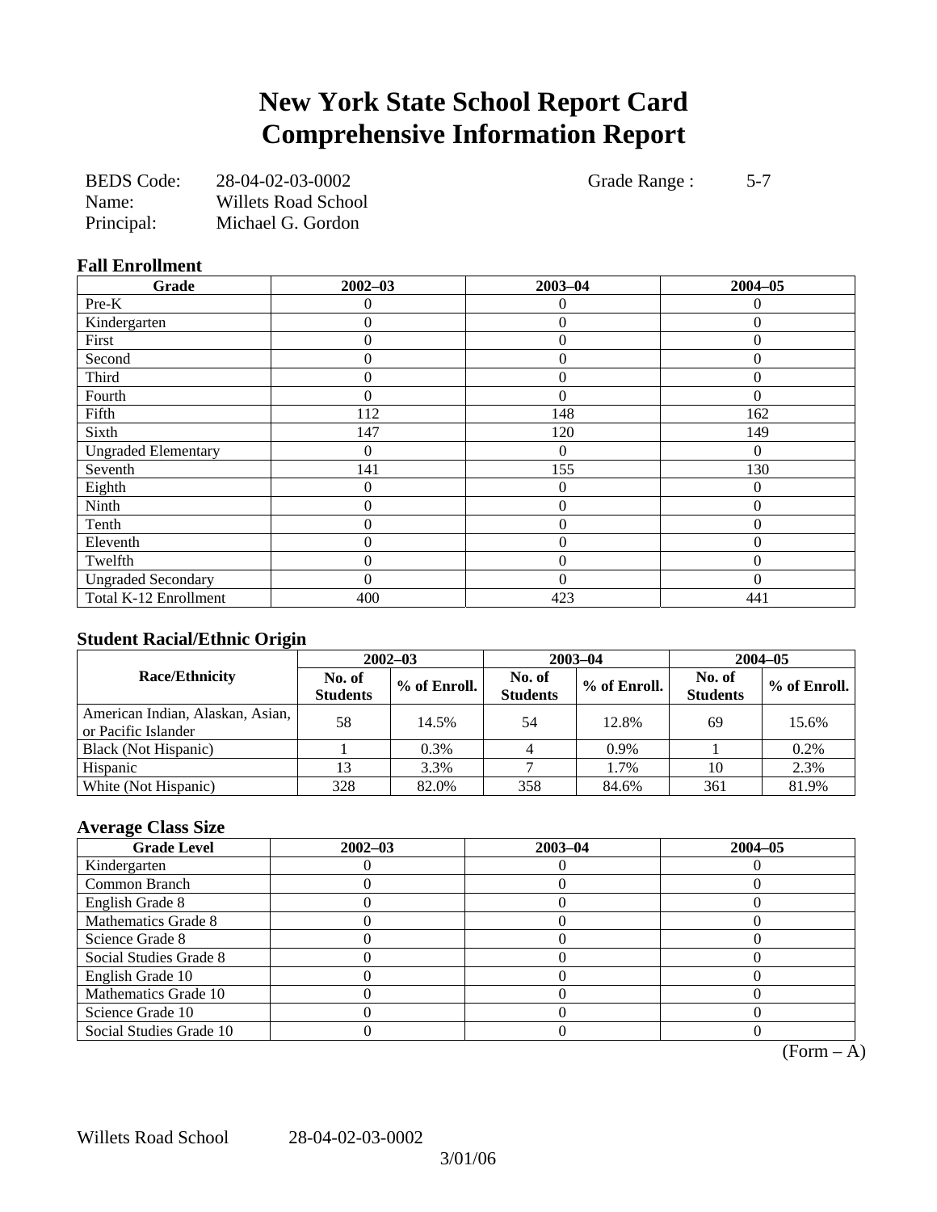# New York State School Report Card
# Comprehensive Information Report

BEDS Code: 28-04-02-03-0002 Grade Range : 5-7
Name: Willets Road School
Principal: Michael G. Gordon

### Fall Enrollment

| Grade | 2002–03 | 2003–04 | 2004–05 |
|---|---|---|---|
| Pre-K | 0 | 0 | 0 |
| Kindergarten | 0 | 0 | 0 |
| First | 0 | 0 | 0 |
| Second | 0 | 0 | 0 |
| Third | 0 | 0 | 0 |
| Fourth | 0 | 0 | 0 |
| Fifth | 112 | 148 | 162 |
| Sixth | 147 | 120 | 149 |
| Ungraded Elementary | 0 | 0 | 0 |
| Seventh | 141 | 155 | 130 |
| Eighth | 0 | 0 | 0 |
| Ninth | 0 | 0 | 0 |
| Tenth | 0 | 0 | 0 |
| Eleventh | 0 | 0 | 0 |
| Twelfth | 0 | 0 | 0 |
| Ungraded Secondary | 0 | 0 | 0 |
| Total K-12 Enrollment | 400 | 423 | 441 |

### Student Racial/Ethnic Origin

| Race/Ethnicity | 2002–03 | | 2003–04 | | 2004–05 | |
|---|---|---|---|---|---|---|
| | No. of Students | % of Enroll. | No. of Students | % of Enroll. | No. of Students | % of Enroll. |
| American Indian, Alaskan, Asian, or Pacific Islander | 58 | 14.5% | 54 | 12.8% | 69 | 15.6% |
| Black (Not Hispanic) | 1 | 0.3% | 4 | 0.9% | 1 | 0.2% |
| Hispanic | 13 | 3.3% | 7 | 1.7% | 10 | 2.3% |
| White (Not Hispanic) | 328 | 82.0% | 358 | 84.6% | 361 | 81.9% |

### Average Class Size

| Grade Level | 2002–03 | 2003–04 | 2004–05 |
|---|---|---|---|
| Kindergarten | 0 | 0 | 0 |
| Common Branch | 0 | 0 | 0 |
| English Grade 8 | 0 | 0 | 0 |
| Mathematics Grade 8 | 0 | 0 | 0 |
| Science Grade 8 | 0 | 0 | 0 |
| Social Studies Grade 8 | 0 | 0 | 0 |
| English Grade 10 | 0 | 0 | 0 |
| Mathematics Grade 10 | 0 | 0 | 0 |
| Science Grade 10 | 0 | 0 | 0 |
| Social Studies Grade 10 | 0 | 0 | 0 |

(Form – A)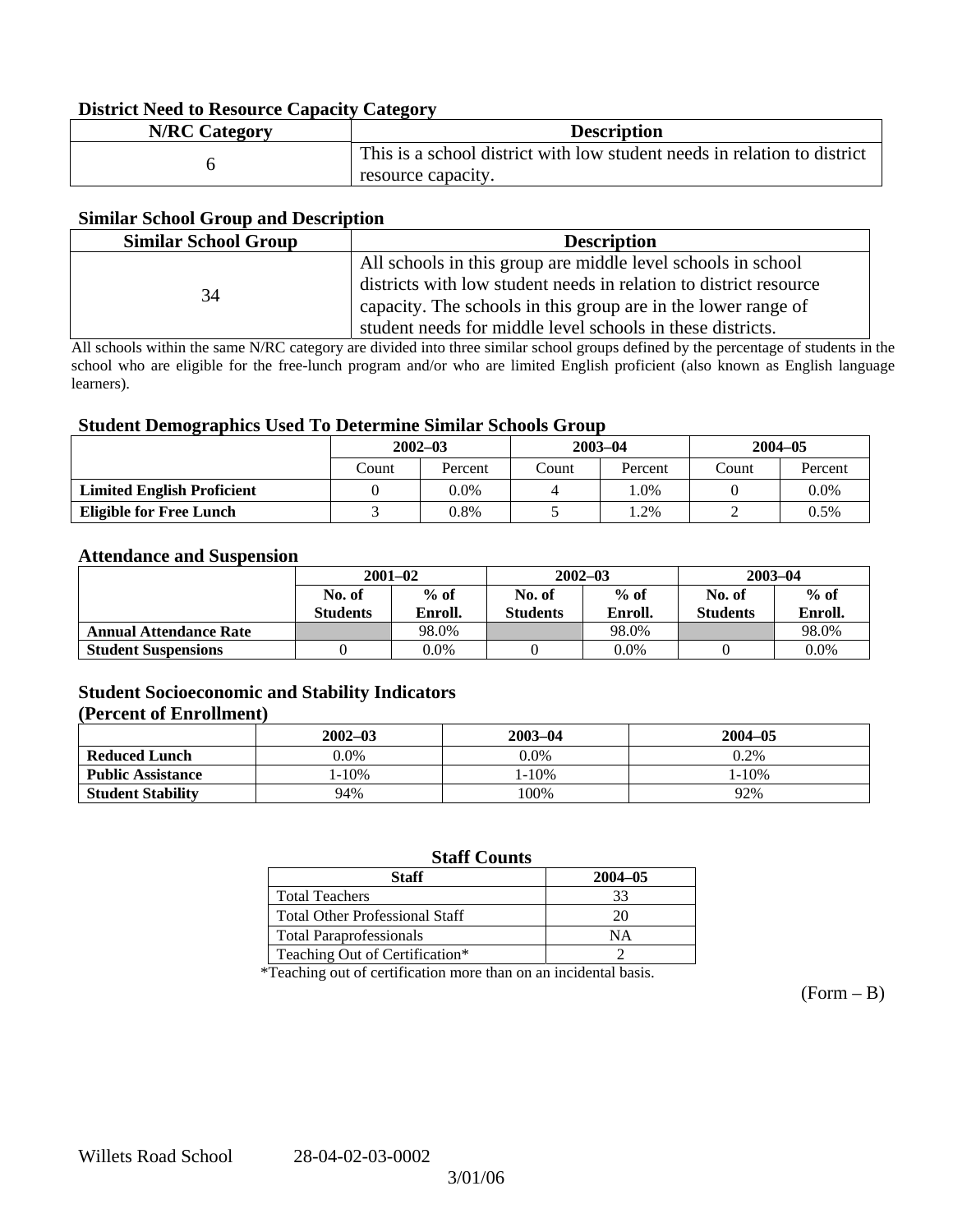### District Need to Resource Capacity Category

| N/RC Category | Description |
|---|---|
| 6 | This is a school district with low student needs in relation to district resource capacity. |

### Similar School Group and Description

| Similar School Group | Description |
|---|---|
| 34 | All schools in this group are middle level schools in school districts with low student needs in relation to district resource capacity. The schools in this group are in the lower range of student needs for middle level schools in these districts. |

All schools within the same N/RC category are divided into three similar school groups defined by the percentage of students in the school who are eligible for the free-lunch program and/or who are limited English proficient (also known as English language learners).

### Student Demographics Used To Determine Similar Schools Group

| | 2002–03 | | 2003–04 | | 2004–05 | |
|---|---|---|---|---|---|---|
| | Count | Percent | Count | Percent | Count | Percent |
| **Limited English Proficient** | 0 | 0.0% | 4 | 1.0% | 0 | 0.0% |
| **Eligible for Free Lunch** | 3 | 0.8% | 5 | 1.2% | 2 | 0.5% |

### Attendance and Suspension

| | 2001–02 | | 2002–03 | | 2003–04 | |
|---|---|---|---|---|---|---|
| | No. of Students | % of Enroll. | No. of Students | % of Enroll. | No. of Students | % of Enroll. |
| **Annual Attendance Rate** | | 98.0% | | 98.0% | | 98.0% |
| **Student Suspensions** | 0 | 0.0% | 0 | 0.0% | 0 | 0.0% |

### Student Socioeconomic and Stability Indicators (Percent of Enrollment)

| | 2002–03 | 2003–04 | 2004–05 |
|---|---|---|---|
| **Reduced Lunch** | 0.0% | 0.0% | 0.2% |
| **Public Assistance** | 1-10% | 1-10% | 1-10% |
| **Student Stability** | 94% | 100% | 92% |

### Staff Counts

| Staff | 2004–05 |
|---|---|
| Total Teachers | 33 |
| Total Other Professional Staff | 20 |
| Total Paraprofessionals | NA |
| Teaching Out of Certification* | 2 |

*Teaching out of certification more than on an incidental basis.

(Form – B)

Willets Road School 28-04-02-03-0002

3/01/06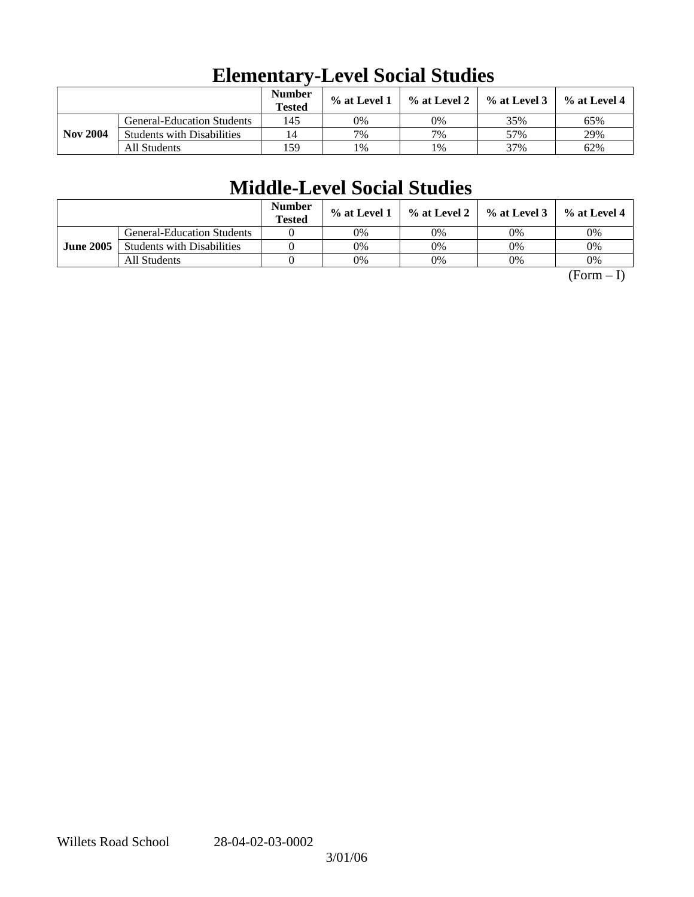# Elementary-Level Social Studies

| | | Number Tested | % at Level 1 | % at Level 2 | % at Level 3 | % at Level 4 |
|---|---|---|---|---|---|---|
| **Nov 2004** | General-Education Students | 145 | 0% | 0% | 35% | 65% |
| | Students with Disabilities | 14 | 7% | 7% | 57% | 29% |
| | All Students | 159 | 1% | 1% | 37% | 62% |

# Middle-Level Social Studies

| | | Number Tested | % at Level 1 | % at Level 2 | % at Level 3 | % at Level 4 |
|---|---|---|---|---|---|---|
| **June 2005** | General-Education Students | 0 | 0% | 0% | 0% | 0% |
| | Students with Disabilities | 0 | 0% | 0% | 0% | 0% |
| | All Students | 0 | 0% | 0% | 0% | 0% |

(Form – I)

Willets Road School 28-04-02-03-0002

3/01/06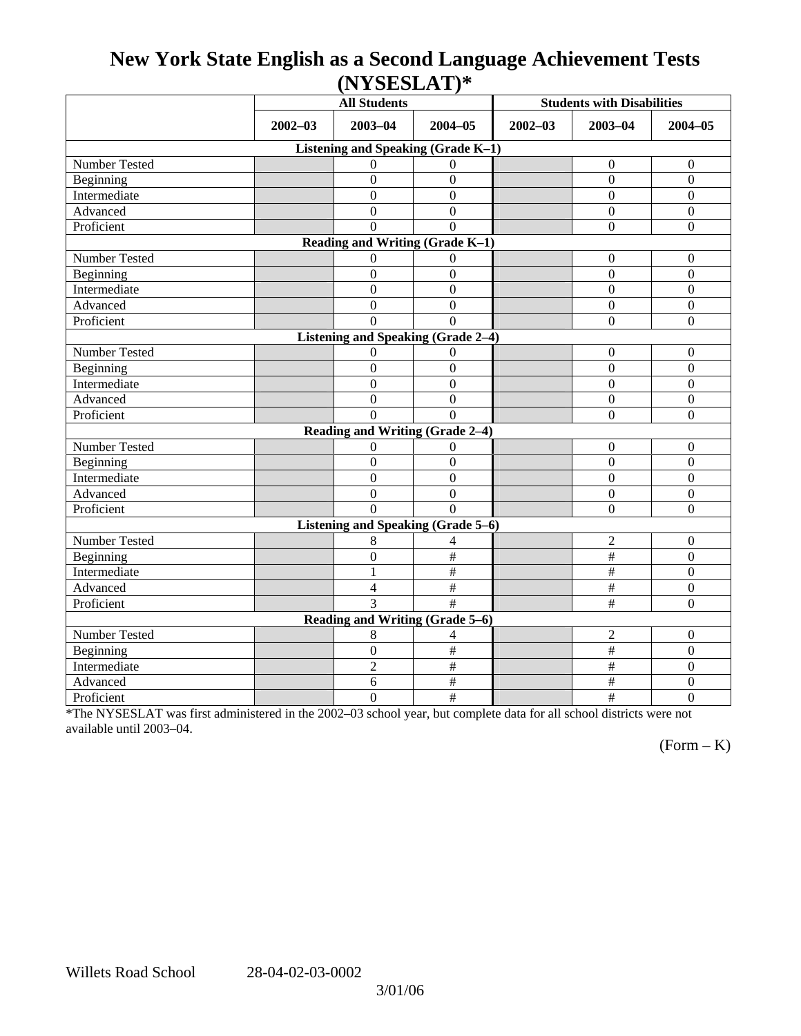# New York State English as a Second Language Achievement Tests (NYSESLAT)*

| | All Students | | | Students with Disabilities | | |
|---|---|---|---|---|---|---|
| | 2002–03 | 2003–04 | 2004–05 | 2002–03 | 2003–04 | 2004–05 |
| **Listening and Speaking (Grade K–1)** | | | | | | |
| Number Tested | | 0 | 0 | | 0 | 0 |
| Beginning | | 0 | 0 | | 0 | 0 |
| Intermediate | | 0 | 0 | | 0 | 0 |
| Advanced | | 0 | 0 | | 0 | 0 |
| Proficient | | 0 | 0 | | 0 | 0 |
| **Reading and Writing (Grade K–1)** | | | | | | |
| Number Tested | | 0 | 0 | | 0 | 0 |
| Beginning | | 0 | 0 | | 0 | 0 |
| Intermediate | | 0 | 0 | | 0 | 0 |
| Advanced | | 0 | 0 | | 0 | 0 |
| Proficient | | 0 | 0 | | 0 | 0 |
| **Listening and Speaking (Grade 2–4)** | | | | | | |
| Number Tested | | 0 | 0 | | 0 | 0 |
| Beginning | | 0 | 0 | | 0 | 0 |
| Intermediate | | 0 | 0 | | 0 | 0 |
| Advanced | | 0 | 0 | | 0 | 0 |
| Proficient | | 0 | 0 | | 0 | 0 |
| **Reading and Writing (Grade 2–4)** | | | | | | |
| Number Tested | | 0 | 0 | | 0 | 0 |
| Beginning | | 0 | 0 | | 0 | 0 |
| Intermediate | | 0 | 0 | | 0 | 0 |
| Advanced | | 0 | 0 | | 0 | 0 |
| Proficient | | 0 | 0 | | 0 | 0 |
| **Listening and Speaking (Grade 5–6)** | | | | | | |
| Number Tested | | 8 | 4 | | 2 | 0 |
| Beginning | | 0 | # | | # | 0 |
| Intermediate | | 1 | # | | # | 0 |
| Advanced | | 4 | # | | # | 0 |
| Proficient | | 3 | # | | # | 0 |
| **Reading and Writing (Grade 5–6)** | | | | | | |
| Number Tested | | 8 | 4 | | 2 | 0 |
| Beginning | | 0 | # | | # | 0 |
| Intermediate | | 2 | # | | # | 0 |
| Advanced | | 6 | # | | # | 0 |
| Proficient | | 0 | # | | # | 0 |

*The NYSESLAT was first administered in the 2002–03 school year, but complete data for all school districts were not available until 2003–04.

(Form – K)

Willets Road School 28-04-02-03-0002

3/01/06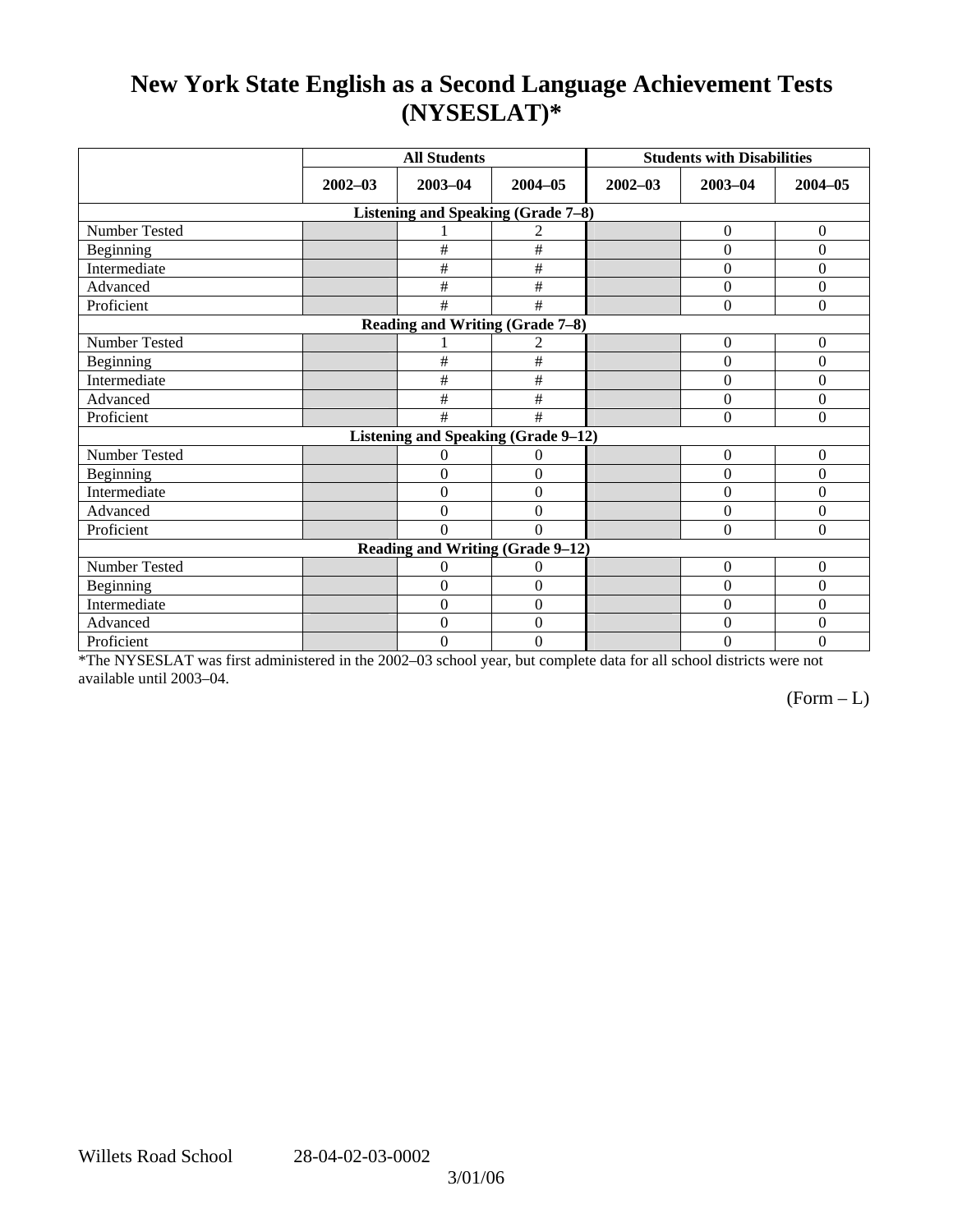# New York State English as a Second Language Achievement Tests (NYSESLAT)*

| | All Students | | | Students with Disabilities | | |
|---|---|---|---|---|---|---|
| | 2002–03 | 2003–04 | 2004–05 | 2002–03 | 2003–04 | 2004–05 |
| **Listening and Speaking (Grade 7–8)** | | | | | | |
| Number Tested | | 1 | 2 | | 0 | 0 |
| Beginning | | # | # | | 0 | 0 |
| Intermediate | | # | # | | 0 | 0 |
| Advanced | | # | # | | 0 | 0 |
| Proficient | | # | # | | 0 | 0 |
| **Reading and Writing (Grade 7–8)** | | | | | | |
| Number Tested | | 1 | 2 | | 0 | 0 |
| Beginning | | # | # | | 0 | 0 |
| Intermediate | | # | # | | 0 | 0 |
| Advanced | | # | # | | 0 | 0 |
| Proficient | | # | # | | 0 | 0 |
| **Listening and Speaking (Grade 9–12)** | | | | | | |
| Number Tested | | 0 | 0 | | 0 | 0 |
| Beginning | | 0 | 0 | | 0 | 0 |
| Intermediate | | 0 | 0 | | 0 | 0 |
| Advanced | | 0 | 0 | | 0 | 0 |
| Proficient | | 0 | 0 | | 0 | 0 |
| **Reading and Writing (Grade 9–12)** | | | | | | |
| Number Tested | | 0 | 0 | | 0 | 0 |
| Beginning | | 0 | 0 | | 0 | 0 |
| Intermediate | | 0 | 0 | | 0 | 0 |
| Advanced | | 0 | 0 | | 0 | 0 |
| Proficient | | 0 | 0 | | 0 | 0 |

*The NYSESLAT was first administered in the 2002–03 school year, but complete data for all school districts were not available until 2003–04.

(Form – L)

Willets Road School 28-04-02-03-0002

3/01/06